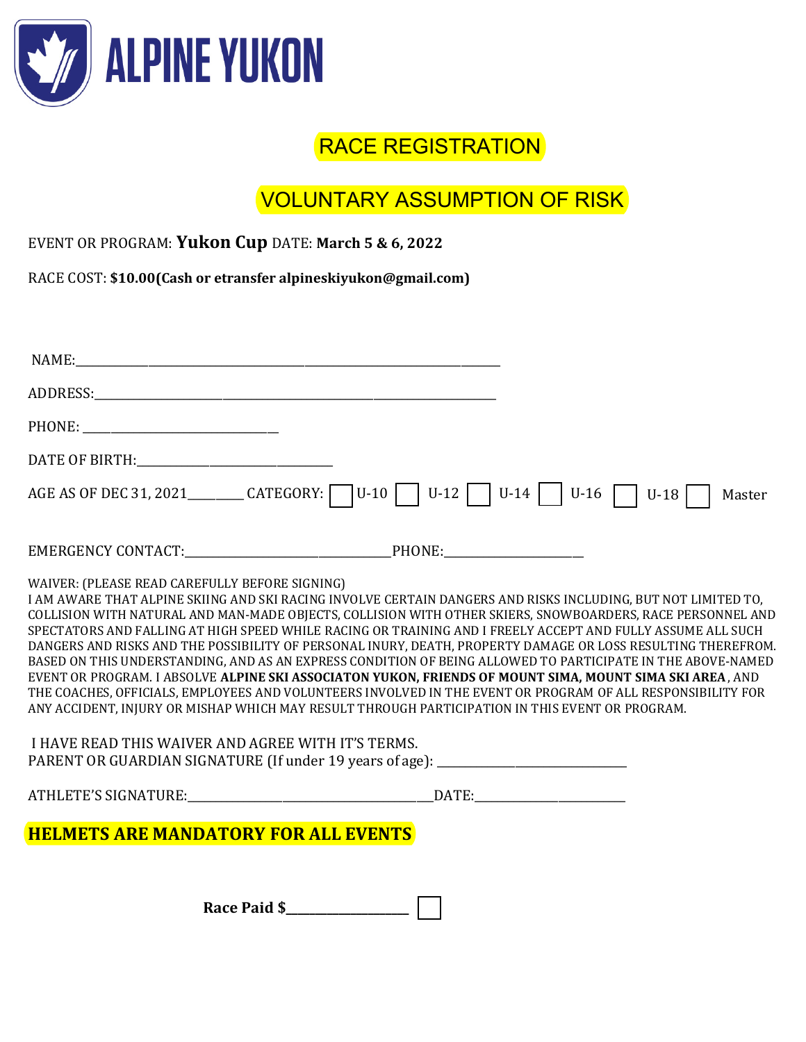# ALPINE YUKON

## RACE REGISTRATION

## VOLUNTARY ASSUMPTION OF RISK

EVENT OR PROGRAM: **Yukon Cup** DATE: **March 5 & 6, 2022**

RACE COST: **$10.00(Cash or etransfer alpineskiyukon@gmail.com)**

NAME:______________________________________________________________

ADDRESS:___________________________________________________________

PHONE: ______________________________

DATE OF BIRTH:______________________________

AGE AS OF DEC 31, 2021________ CATEGORY: ☐ U-10 ☐ U-12 ☐ U-14 ☐ U-16 ☐ U-18 ☐ Master

EMERGENCY CONTACT:________________________________PHONE:______________________

WAIVER: (PLEASE READ CAREFULLY BEFORE SIGNING)
I AM AWARE THAT ALPINE SKIING AND SKI RACING INVOLVE CERTAIN DANGERS AND RISKS INCLUDING, BUT NOT LIMITED TO, COLLISION WITH NATURAL AND MAN-MADE OBJECTS, COLLISION WITH OTHER SKIERS, SNOWBOARDERS, RACE PERSONNEL AND SPECTATORS AND FALLING AT HIGH SPEED WHILE RACING OR TRAINING AND I FREELY ACCEPT AND FULLY ASSUME ALL SUCH DANGERS AND RISKS AND THE POSSIBILITY OF PERSONAL INURY, DEATH, PROPERTY DAMAGE OR LOSS RESULTING THEREFROM. BASED ON THIS UNDERSTANDING, AND AS AN EXPRESS CONDITION OF BEING ALLOWED TO PARTICIPATE IN THE ABOVE-NAMED EVENT OR PROGRAM. I ABSOLVE **ALPINE SKI ASSOCIATON YUKON, FRIENDS OF MOUNT SIMA, MOUNT SIMA SKI AREA** , AND THE COACHES, OFFICIALS, EMPLOYEES AND VOLUNTEERS INVOLVED IN THE EVENT OR PROGRAM OF ALL RESPONSIBILITY FOR ANY ACCIDENT, INJURY OR MISHAP WHICH MAY RESULT THROUGH PARTICIPATION IN THIS EVENT OR PROGRAM.

I HAVE READ THIS WAIVER AND AGREE WITH IT'S TERMS.
PARENT OR GUARDIAN SIGNATURE (If under 19 years of age): ______________________________

ATHLETE'S SIGNATURE:_______________________________________DATE:________________________

**HELMETS ARE MANDATORY FOR ALL EVENTS**

**Race Paid $__________________** ☐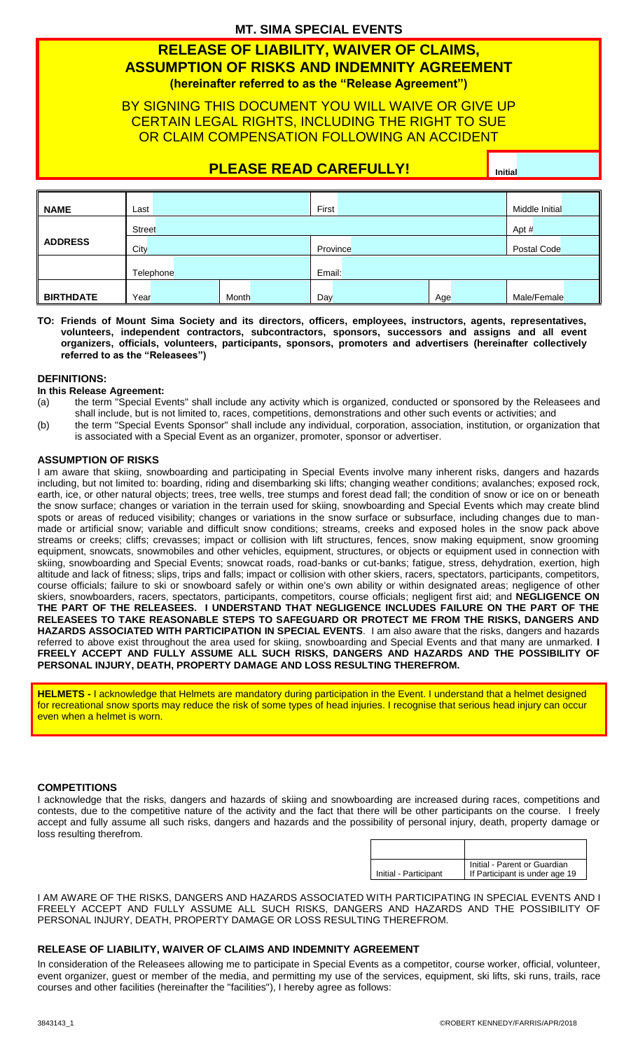# MT. SIMA SPECIAL EVENTS

## RELEASE OF LIABILITY, WAIVER OF CLAIMS, ASSUMPTION OF RISKS AND INDEMNITY AGREEMENT

**(hereinafter referred to as the "Release Agreement")**

BY SIGNING THIS DOCUMENT YOU WILL WAIVE OR GIVE UP CERTAIN LEGAL RIGHTS, INCLUDING THE RIGHT TO SUE OR CLAIM COMPENSATION FOLLOWING AN ACCIDENT

**PLEASE READ CAREFULLY!** Initial

| NAME | Last | | First | | Middle Initial |
|---|---|---|---|---|---|
| ADDRESS | Street | | | | Apt # |
| | City | | Province | | Postal Code |
| | Telephone | | Email: | | |
| BIRTHDATE | Year | Month | Day | Age | Male/Female |

**TO: Friends of Mount Sima Society and its directors, officers, employees, instructors, agents, representatives, volunteers, independent contractors, subcontractors, sponsors, successors and assigns and all event organizers, officials, volunteers, participants, sponsors, promoters and advertisers (hereinafter collectively referred to as the "Releasees")**

### DEFINITIONS:

**In this Release Agreement:**

(a) the term "Special Events" shall include any activity which is organized, conducted or sponsored by the Releasees and shall include, but is not limited to, races, competitions, demonstrations and other such events or activities; and

(b) the term "Special Events Sponsor" shall include any individual, corporation, association, institution, or organization that is associated with a Special Event as an organizer, promoter, sponsor or advertiser.

### ASSUMPTION OF RISKS

I am aware that skiing, snowboarding and participating in Special Events involve many inherent risks, dangers and hazards including, but not limited to: boarding, riding and disembarking ski lifts; changing weather conditions; avalanches; exposed rock, earth, ice, or other natural objects; trees, tree wells, tree stumps and forest dead fall; the condition of snow or ice on or beneath the snow surface; changes or variation in the terrain used for skiing, snowboarding and Special Events which may create blind spots or areas of reduced visibility; changes or variations in the snow surface or subsurface, including changes due to man-made or artificial snow; variable and difficult snow conditions; streams, creeks and exposed holes in the snow pack above streams or creeks; cliffs; crevasses; impact or collision with lift structures, fences, snow making equipment, snow grooming equipment, snowcats, snowmobiles and other vehicles, equipment, structures, or objects or equipment used in connection with skiing, snowboarding and Special Events; snowcat roads, road-banks or cut-banks; fatigue, stress, dehydration, exertion, high altitude and lack of fitness; slips, trips and falls; impact or collision with other skiers, racers, spectators, participants, competitors, course officials; failure to ski or snowboard safely or within one's own ability or within designated areas; negligence of other skiers, snowboarders, racers, spectators, participants, competitors, course officials; negligent first aid; and **NEGLIGENCE ON THE PART OF THE RELEASEES. I UNDERSTAND THAT NEGLIGENCE INCLUDES FAILURE ON THE PART OF THE RELEASEES TO TAKE REASONABLE STEPS TO SAFEGUARD OR PROTECT ME FROM THE RISKS, DANGERS AND HAZARDS ASSOCIATED WITH PARTICIPATION IN SPECIAL EVENTS**. I am also aware that the risks, dangers and hazards referred to above exist throughout the area used for skiing, snowboarding and Special Events and that many are unmarked. **I FREELY ACCEPT AND FULLY ASSUME ALL SUCH RISKS, DANGERS AND HAZARDS AND THE POSSIBILITY OF PERSONAL INJURY, DEATH, PROPERTY DAMAGE AND LOSS RESULTING THEREFROM.**

**HELMETS -** I acknowledge that Helmets are mandatory during participation in the Event. I understand that a helmet designed for recreational snow sports may reduce the risk of some types of head injuries. I recognise that serious head injury can occur even when a helmet is worn.

### COMPETITIONS

I acknowledge that the risks, dangers and hazards of skiing and snowboarding are increased during races, competitions and contests, due to the competitive nature of the activity and the fact that there will be other participants on the course. I freely accept and fully assume all such risks, dangers and hazards and the possibility of personal injury, death, property damage or loss resulting therefrom.

| | |
|---|---|
| Initial - Participant | Initial - Parent or Guardian If Participant is under age 19 |

I AM AWARE OF THE RISKS, DANGERS AND HAZARDS ASSOCIATED WITH PARTICIPATING IN SPECIAL EVENTS AND I FREELY ACCEPT AND FULLY ASSUME ALL SUCH RISKS, DANGERS AND HAZARDS AND THE POSSIBILITY OF PERSONAL INJURY, DEATH, PROPERTY DAMAGE OR LOSS RESULTING THEREFROM.

### RELEASE OF LIABILITY, WAIVER OF CLAIMS AND INDEMNITY AGREEMENT

In consideration of the Releasees allowing me to participate in Special Events as a competitor, course worker, official, volunteer, event organizer, guest or member of the media, and permitting my use of the services, equipment, ski lifts, ski runs, trails, race courses and other facilities (hereinafter the "facilities"), I hereby agree as follows:

3843143_1 ©ROBERT KENNEDY/FARRIS/APR/2018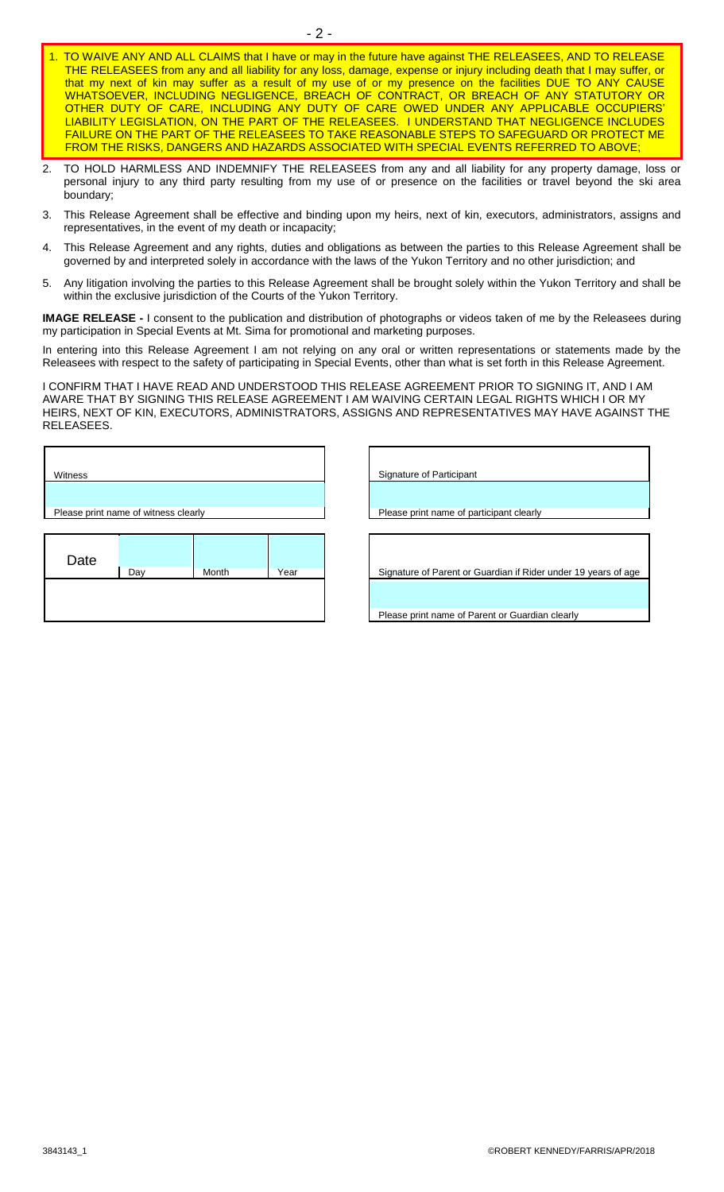1. TO WAIVE ANY AND ALL CLAIMS that I have or may in the future have against THE RELEASEES, AND TO RELEASE THE RELEASEES from any and all liability for any loss, damage, expense or injury including death that I may suffer, or that my next of kin may suffer as a result of my use of or my presence on the facilities DUE TO ANY CAUSE WHATSOEVER, INCLUDING NEGLIGENCE, BREACH OF CONTRACT, OR BREACH OF ANY STATUTORY OR OTHER DUTY OF CARE, INCLUDING ANY DUTY OF CARE OWED UNDER ANY APPLICABLE OCCUPIERS' LIABILITY LEGISLATION, ON THE PART OF THE RELEASEES. I UNDERSTAND THAT NEGLIGENCE INCLUDES FAILURE ON THE PART OF THE RELEASEES TO TAKE REASONABLE STEPS TO SAFEGUARD OR PROTECT ME FROM THE RISKS, DANGERS AND HAZARDS ASSOCIATED WITH SPECIAL EVENTS REFERRED TO ABOVE;
2. TO HOLD HARMLESS AND INDEMNIFY THE RELEASEES from any and all liability for any property damage, loss or personal injury to any third party resulting from my use of or presence on the facilities or travel beyond the ski area boundary;
3. This Release Agreement shall be effective and binding upon my heirs, next of kin, executors, administrators, assigns and representatives, in the event of my death or incapacity;
4. This Release Agreement and any rights, duties and obligations as between the parties to this Release Agreement shall be governed by and interpreted solely in accordance with the laws of the Yukon Territory and no other jurisdiction; and
5. Any litigation involving the parties to this Release Agreement shall be brought solely within the Yukon Territory and shall be within the exclusive jurisdiction of the Courts of the Yukon Territory.

**IMAGE RELEASE -** I consent to the publication and distribution of photographs or videos taken of me by the Releasees during my participation in Special Events at Mt. Sima for promotional and marketing purposes.

In entering into this Release Agreement I am not relying on any oral or written representations or statements made by the Releasees with respect to the safety of participating in Special Events, other than what is set forth in this Release Agreement.

I CONFIRM THAT I HAVE READ AND UNDERSTOOD THIS RELEASE AGREEMENT PRIOR TO SIGNING IT, AND I AM AWARE THAT BY SIGNING THIS RELEASE AGREEMENT I AM WAIVING CERTAIN LEGAL RIGHTS WHICH I OR MY HEIRS, NEXT OF KIN, EXECUTORS, ADMINISTRATORS, ASSIGNS AND REPRESENTATIVES MAY HAVE AGAINST THE RELEASEES.

Witness

Please print name of witness clearly

| Date | | | |
|---|---|---|---|
| | Day | Month | Year |

Signature of Participant

Please print name of participant clearly

Signature of Parent or Guardian if Rider under 19 years of age

Please print name of Parent or Guardian clearly

3843143_1

©ROBERT KENNEDY/FARRIS/APR/2018